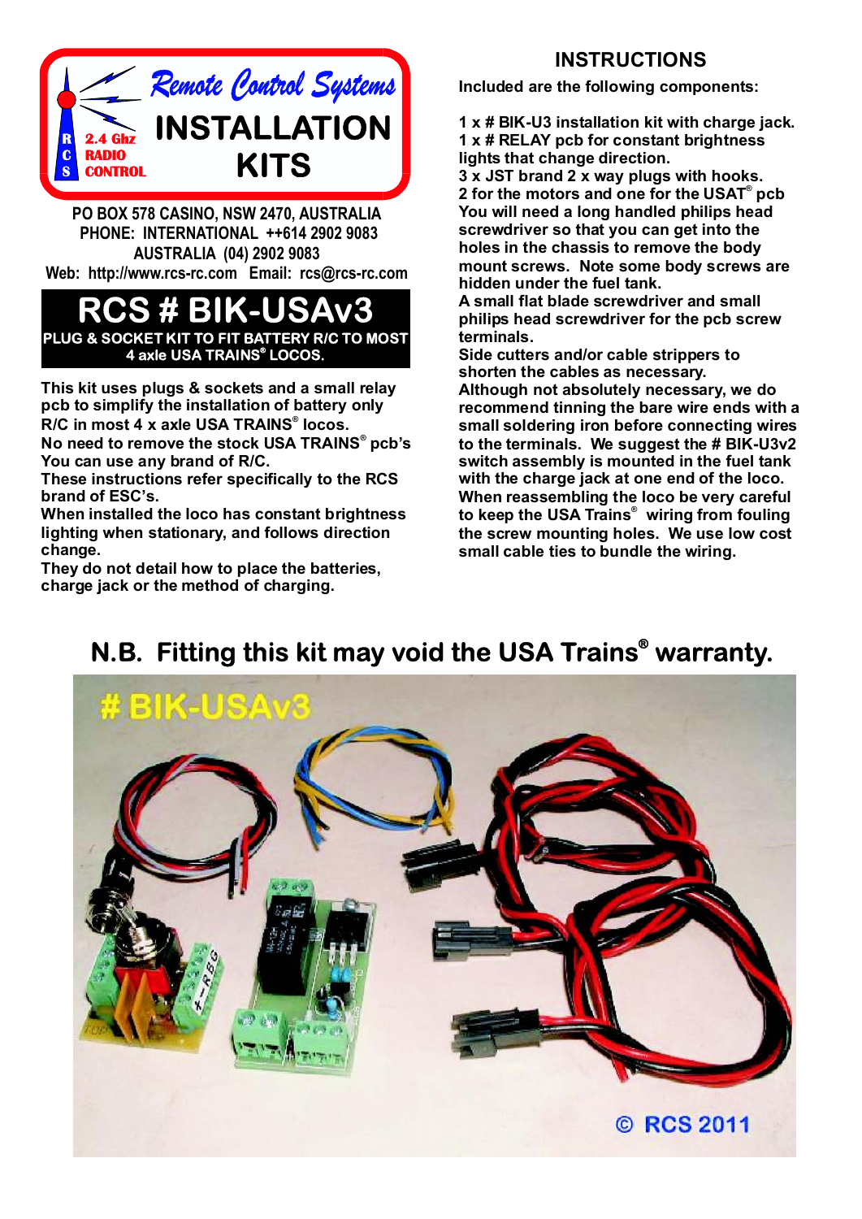# Remote Control Systems
## INSTALLATION KITS

RCS 2.4 Ghz RADIO CONTROL

PO BOX 578 CASINO, NSW 2470, AUSTRALIA
PHONE: INTERNATIONAL ++614 2902 9083
AUSTRALIA (04) 2902 9083
Web: http://www.rcs-rc.com Email: rcs@rcs-rc.com

# RCS # BIK-USAv3

**PLUG & SOCKET KIT TO FIT BATTERY R/C TO MOST 4 axle USA TRAINS® LOCOS.**

This kit uses plugs & sockets and a small relay pcb to simplify the installation of battery only R/C in most 4 x axle USA TRAINS® locos.
No need to remove the stock USA TRAINS® pcb's
You can use any brand of R/C.
These instructions refer specifically to the RCS brand of ESC's.
When installed the loco has constant brightness lighting when stationary, and follows direction change.
They do not detail how to place the batteries, charge jack or the method of charging.

## INSTRUCTIONS

Included are the following components:

1 x # BIK-U3 installation kit with charge jack.
1 x # RELAY pcb for constant brightness lights that change direction.
3 x JST brand 2 x way plugs with hooks.
2 for the motors and one for the USAT® pcb
You will need a long handled philips head screwdriver so that you can get into the holes in the chassis to remove the body mount screws. Note some body screws are hidden under the fuel tank.
A small flat blade screwdriver and small philips head screwdriver for the pcb screw terminals.
Side cutters and/or cable strippers to shorten the cables as necessary.
Although not absolutely necessary, we do recommend tinning the bare wire ends with a small soldering iron before connecting wires to the terminals. We suggest the # BIK-U3v2 switch assembly is mounted in the fuel tank with the charge jack at one end of the loco.
When reassembling the loco be very careful to keep the USA Trains® wiring from fouling the screw mounting holes. We use low cost small cable ties to bundle the wiring.

## N.B. Fitting this kit may void the USA Trains® warranty.

# BIK-USAv3

© RCS 2011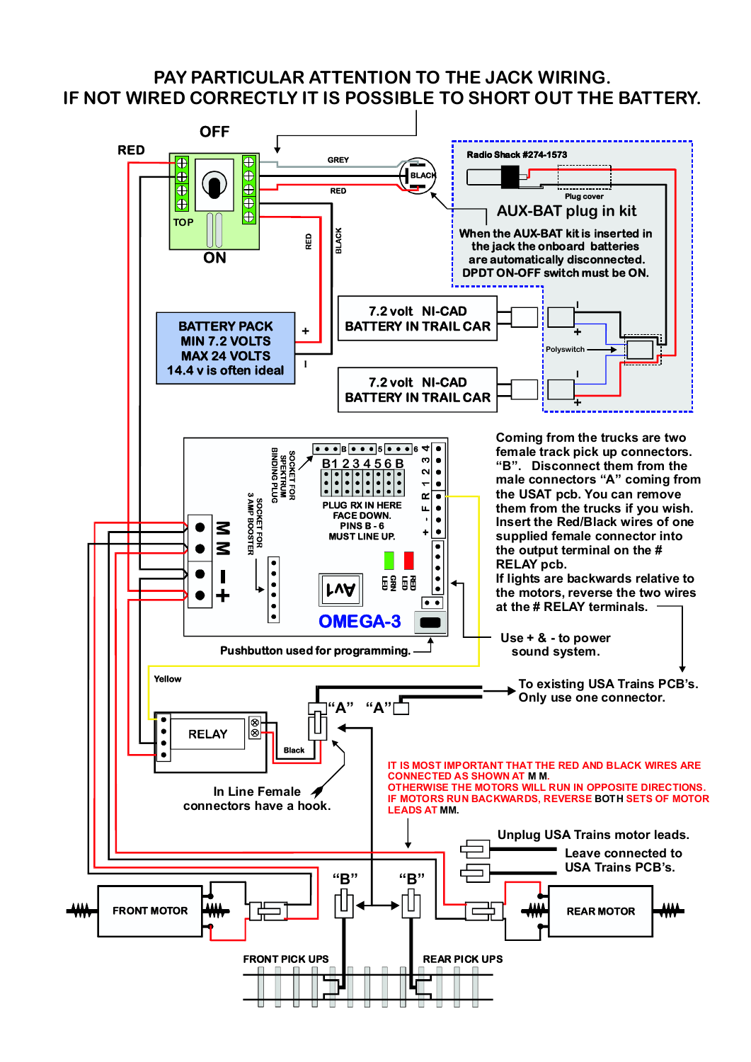# PAY PARTICULAR ATTENTION TO THE JACK WIRING.
# IF NOT WIRED CORRECTLY IT IS POSSIBLE TO SHORT OUT THE BATTERY.

OFF

RED

TOP

ON

GREY

BLACK

RED

RED

BLACK

Radio Shack #274-1573

Plug cover

**AUX-BAT plug in kit**

**When the AUX-BAT kit is inserted in the jack the onboard batteries are automatically disconnected. DPDT ON-OFF switch must be ON.**

**BATTERY PACK MIN 7.2 VOLTS MAX 24 VOLTS 14.4 v is often ideal**

+

-

**7.2 volt NI-CAD BATTERY IN TRAIL CAR**

**7.2 volt NI-CAD BATTERY IN TRAIL CAR**

Polyswitch

B 5 6

SOCKET FOR SPEKTRUM BINDING PLUG

3 AMP BOOSTER SOCKET FOR

B1 2 3 4 5 6 B

PLUG RX IN HERE FACE DOWN. PINS B - 6 MUST LINE UP.

+ - F R 1 2 3 4

M M - +

GRN LED

RED LED

**OMEGA-3**

**Pushbutton used for programming.**

Coming from the trucks are two female track pick up connectors. “B”. Disconnect them from the male connectors “A” coming from the USAT pcb. You can remove them from the trucks if you wish. Insert the Red/Black wires of one supplied female connector into the output terminal on the # RELAY pcb. If lights are backwards relative to the motors, reverse the two wires at the # RELAY terminals.

Use + & - to power sound system.

Yellow

RELAY

Black

“A” “A”

To existing USA Trains PCB’s. Only use one connector.

In Line Female connectors have a hook.

IT IS MOST IMPORTANT THAT THE RED AND BLACK WIRES ARE CONNECTED AS SHOWN AT M M. OTHERWISE THE MOTORS WILL RUN IN OPPOSITE DIRECTIONS. IF MOTORS RUN BACKWARDS, REVERSE BOTH SETS OF MOTOR LEADS AT MM.

Unplug USA Trains motor leads.

Leave connected to USA Trains PCB’s.

“B” “B”

FRONT MOTOR

REAR MOTOR

FRONT PICK UPS

REAR PICK UPS